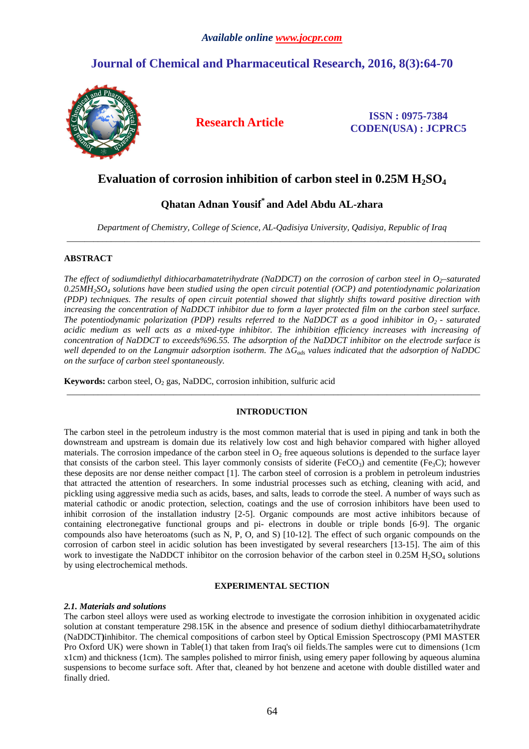# Evaluation of corrosion inhibition of carbon steel in 0.25M $H_2SO_4$

**Qhatan Adnan Yousif\* and Adel Abdu AL-zhara**

*Department of Chemistry, College of Science, AL-Qadisiya University, Qadisiya, Republic of Iraq*

---

## ABSTRACT

*The effect of sodiumdiethyl dithiocarbamatetrihydrate (NaDDCT) on the corrosion of carbon steel in $O_2$–saturated 0.25M$H_2SO_4$ solutions have been studied using the open circuit potential (OCP) and potentiodynamic polarization (PDP) techniques. The results of open circuit potential showed that slightly shifts toward positive direction with increasing the concentration of NaDDCT inhibitor due to form a layer protected film on the carbon steel surface. The potentiodynamic polarization (PDP) results referred to the NaDDCT as a good inhibitor in $O_2$ - saturated acidic medium as well acts as a mixed-type inhibitor. The inhibition efficiency increases with increasing of concentration of NaDDCT to exceeds%96.55. The adsorption of the NaDDCT inhibitor on the electrode surface is well depended to on the Langmuir adsorption isotherm. The $\Delta G_{ads}$ values indicated that the adsorption of NaDDC on the surface of carbon steel spontaneously.*

**Keywords:** carbon steel, $O_2$ gas, NaDDC, corrosion inhibition, sulfuric acid

---

## INTRODUCTION

The carbon steel in the petroleum industry is the most common material that is used in piping and tank in both the downstream and upstream is domain due its relatively low cost and high behavior compared with higher alloyed materials. The corrosion impedance of the carbon steel in $O_2$ free aqueous solutions is depended to the surface layer that consists of the carbon steel. This layer commonly consists of siderite ($FeCO_3$) and cementite ($Fe_3C$); however these deposits are nor dense neither compact [1]. The carbon steel of corrosion is a problem in petroleum industries that attracted the attention of researchers. In some industrial processes such as etching, cleaning with acid, and pickling using aggressive media such as acids, bases, and salts, leads to corrode the steel. A number of ways such as material cathodic or anodic protection, selection, coatings and the use of corrosion inhibitors have been used to inhibit corrosion of the installation industry [2-5]. Organic compounds are most active inhibitors because of containing electronegative functional groups and pi- electrons in double or triple bonds [6-9]. The organic compounds also have heteroatoms (such as N, P, O, and S) [10-12]. The effect of such organic compounds on the corrosion of carbon steel in acidic solution has been investigated by several researchers [13-15]. The aim of this work to investigate the NaDDCT inhibitor on the corrosion behavior of the carbon steel in 0.25M $H_2SO_4$ solutions by using electrochemical methods.

## EXPERIMENTAL SECTION

### *2.1. Materials and solutions*

The carbon steel alloys were used as working electrode to investigate the corrosion inhibition in oxygenated acidic solution at constant temperature 298.15K in the absence and presence of sodium diethyl dithiocarbamatetrihydrate (NaDDCT)inhibitor. The chemical compositions of carbon steel by Optical Emission Spectroscopy (PMI MASTER Pro Oxford UK) were shown in Table(1) that taken from Iraq's oil fields.The samples were cut to dimensions (1cm x1cm) and thickness (1cm). The samples polished to mirror finish, using emery paper following by aqueous alumina suspensions to become surface soft. After that, cleaned by hot benzene and acetone with double distilled water and finally dried.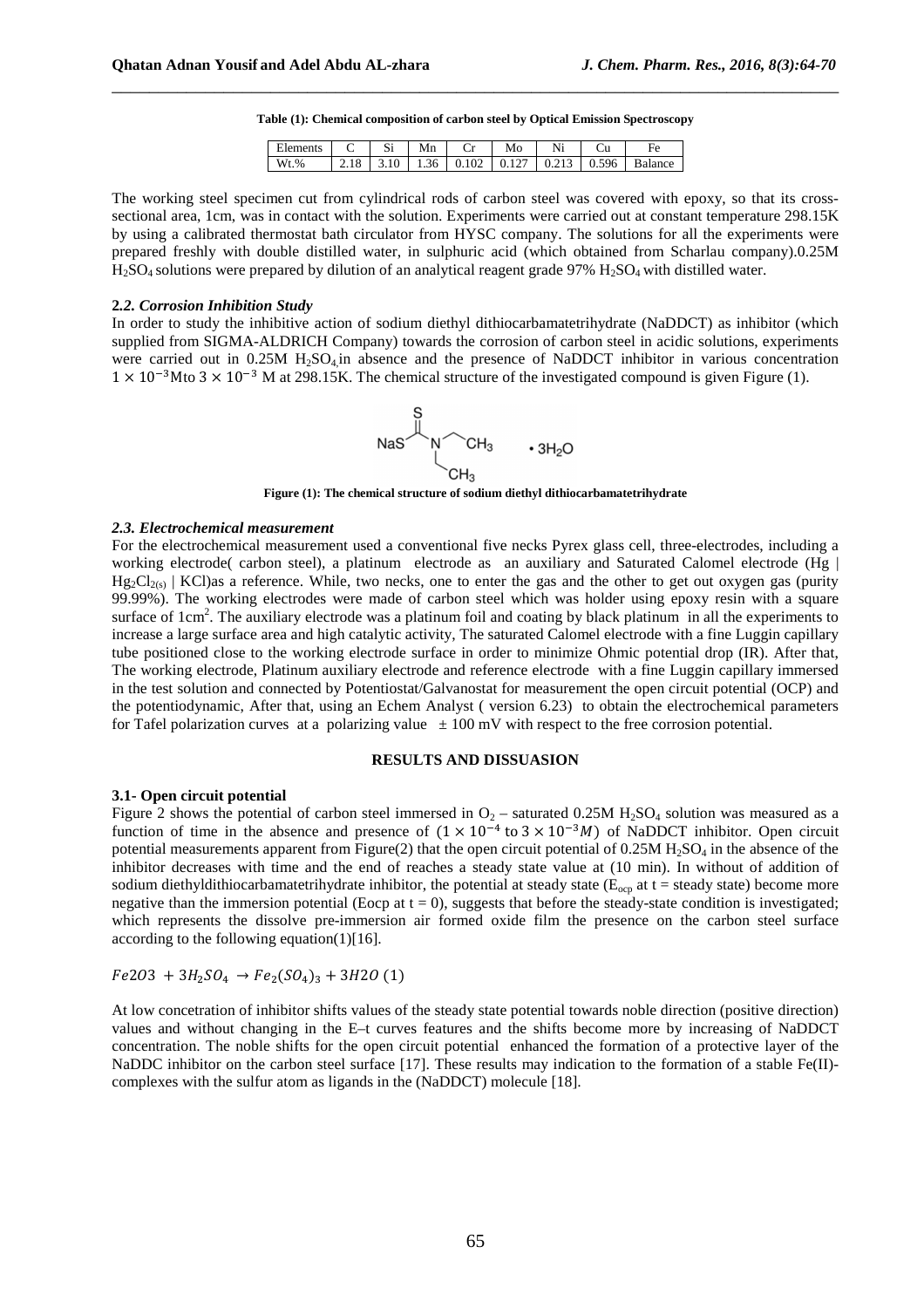**Table (1): Chemical composition of carbon steel by Optical Emission Spectroscopy**

| Elements | C | Si | Mn | Cr | Mo | Ni | Cu | Fe |
|---|---|---|---|---|---|---|---|---|
| Wt.% | 2.18 | 3.10 | 1.36 | 0.102 | 0.127 | 0.213 | 0.596 | Balance |

The working steel specimen cut from cylindrical rods of carbon steel was covered with epoxy, so that its cross-sectional area, 1cm, was in contact with the solution. Experiments were carried out at constant temperature 298.15K by using a calibrated thermostat bath circulator from HYSC company. The solutions for all the experiments were prepared freshly with double distilled water, in sulphuric acid (which obtained from Scharlau company).0.25M $H_2SO_4$ solutions were prepared by dilution of an analytical reagent grade 97% $H_2SO_4$ with distilled water.

### *2.2. Corrosion Inhibition Study*

In order to study the inhibitive action of sodium diethyl dithiocarbamatetrihydrate (NaDDCT) as inhibitor (which supplied from SIGMA-ALDRICH Company) towards the corrosion of carbon steel in acidic solutions, experiments were carried out in 0.25M $H_2SO_4$ in absence and the presence of NaDDCT inhibitor in various concentration $1 \times 10^{-3}$Mto $3 \times 10^{-3}$ M at 298.15K. The chemical structure of the investigated compound is given Figure (1).

**Figure (1): The chemical structure of sodium diethyl dithiocarbamatetrihydrate**

### *2.3. Electrochemical measurement*

For the electrochemical measurement used a conventional five necks Pyrex glass cell, three-electrodes, including a working electrode( carbon steel), a platinum electrode as an auxiliary and Saturated Calomel electrode (Hg | $Hg_2Cl_{2(s)}$ | KCl)as a reference. While, two necks, one to enter the gas and the other to get out oxygen gas (purity 99.99%). The working electrodes were made of carbon steel which was holder using epoxy resin with a square surface of 1cm$^2$. The auxiliary electrode was a platinum foil and coating by black platinum in all the experiments to increase a large surface area and high catalytic activity, The saturated Calomel electrode with a fine Luggin capillary tube positioned close to the working electrode surface in order to minimize Ohmic potential drop (IR). After that, The working electrode, Platinum auxiliary electrode and reference electrode with a fine Luggin capillary immersed in the test solution and connected by Potentiostat/Galvanostat for measurement the open circuit potential (OCP) and the potentiodynamic, After that, using an Echem Analyst ( version 6.23) to obtain the electrochemical parameters for Tafel polarization curves at a polarizing value ± 100 mV with respect to the free corrosion potential.

## RESULTS AND DISSUASION

### 3.1- Open circuit potential

Figure 2 shows the potential of carbon steel immersed in $O_2$ – saturated 0.25M $H_2SO_4$ solution was measured as a function of time in the absence and presence of $(1 \times 10^{-4}$ to $3 \times 10^{-3} M)$ of NaDDCT inhibitor. Open circuit potential measurements apparent from Figure(2) that the open circuit potential of 0.25M $H_2SO_4$ in the absence of the inhibitor decreases with time and the end of reaches a steady state value at (10 min). In without of addition of sodium diethyldithiocarbamatetrihydrate inhibitor, the potential at steady state ($E_{ocp}$ at t = steady state) become more negative than the immersion potential (Eocp at t = 0), suggests that before the steady-state condition is investigated; which represents the dissolve pre-immersion air formed oxide film the presence on the carbon steel surface according to the following equation(1)[16].

$$Fe2O3 + 3H_2SO_4 \rightarrow Fe_2(SO_4)_3 + 3H2O \ (1)$$

At low concetration of inhibitor shifts values of the steady state potential towards noble direction (positive direction) values and without changing in the E–t curves features and the shifts become more by increasing of NaDDCT concentration. The noble shifts for the open circuit potential enhanced the formation of a protective layer of the NaDDC inhibitor on the carbon steel surface [17]. These results may indication to the formation of a stable Fe(II)-complexes with the sulfur atom as ligands in the (NaDDCT) molecule [18].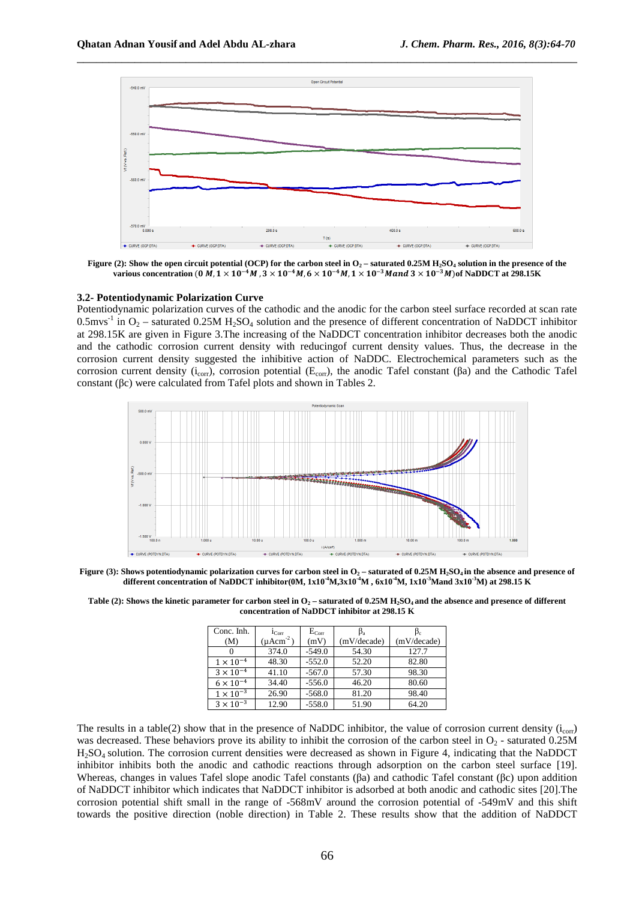Figure (2): Show the open circuit potential (OCP) for the carbon steel in $O_2$ – saturated 0.25M $H_2SO_4$ solution in the presence of the various concentration $(0\ M, 1\times10^{-4}M, 3\times10^{-4}M, 6\times10^{-4}M, 1\times10^{-3}M\ and\ 3\times10^{-3}M)$ of NaDDCT at 298.15K

### 3.2- Potentiodynamic Polarization Curve

Potentiodynamic polarization curves of the cathodic and the anodic for the carbon steel surface recorded at scan rate $0.5mvs^{-1}$ in $O_2$ – saturated 0.25M $H_2SO_4$ solution and the presence of different concentration of NaDDCT inhibitor at 298.15K are given in Figure 3.The increasing of the NaDDCT concentration inhibitor decreases both the anodic and the cathodic corrosion current density with reducingof current density values. Thus, the decrease in the corrosion current density suggested the inhibitive action of NaDDC. Electrochemical parameters such as the corrosion current density ($i_{corr}$), corrosion potential ($E_{corr}$), the anodic Tafel constant (βa) and the Cathodic Tafel constant (βc) were calculated from Tafel plots and shown in Tables 2.

Figure (3): Shows potentiodynamic polarization curves for carbon steel in $O_2$ – saturated of 0.25M $H_2SO_4$ in the absence and presence of different concentration of NaDDCT inhibitor(0M, $1x10^{-4}$M, $3x10^{-4}$M , $6x10^{-4}$M, $1x10^{-3}$Mand $3x10^{-3}$M) at 298.15 K

Table (2): Shows the kinetic parameter for carbon steel in $O_2$ – saturated of 0.25M $H_2SO_4$ and the absence and presence of different concentration of NaDDCT inhibitor at 298.15 K

| Conc. Inh. (M) | $i_{Corr}$ ($\mu Acm^{-2}$) | $E_{Corr}$ (mV) | $\beta_a$ (mV/decade) | $\beta_c$ (mV/decade) |
|---|---|---|---|---|
| 0 | 374.0 | -549.0 | 54.30 | 127.7 |
| $1\times10^{-4}$ | 48.30 | -552.0 | 52.20 | 82.80 |
| $3\times10^{-4}$ | 41.10 | -567.0 | 57.30 | 98.30 |
| $6\times10^{-4}$ | 34.40 | -556.0 | 46.20 | 80.60 |
| $1\times10^{-3}$ | 26.90 | -568.0 | 81.20 | 98.40 |
| $3\times10^{-3}$ | 12.90 | -558.0 | 51.90 | 64.20 |

The results in a table(2) show that in the presence of NaDDC inhibitor, the value of corrosion current density ($i_{corr}$) was decreased. These behaviors prove its ability to inhibit the corrosion of the carbon steel in $O_2$ - saturated 0.25M $H_2SO_4$ solution. The corrosion current densities were decreased as shown in Figure 4, indicating that the NaDDCT inhibitor inhibits both the anodic and cathodic reactions through adsorption on the carbon steel surface [19]. Whereas, changes in values Tafel slope anodic Tafel constants (βa) and cathodic Tafel constant (βc) upon addition of NaDDCT inhibitor which indicates that NaDDCT inhibitor is adsorbed at both anodic and cathodic sites [20].The corrosion potential shift small in the range of -568mV around the corrosion potential of -549mV and this shift towards the positive direction (noble direction) in Table 2. These results show that the addition of NaDDCT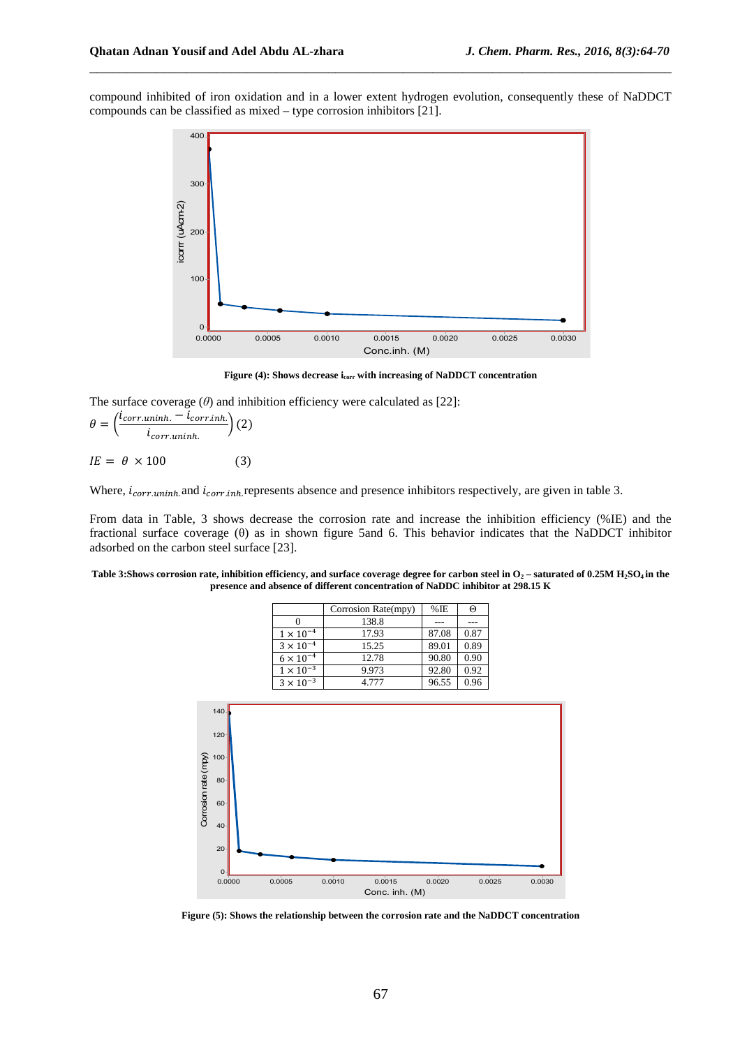compound inhibited of iron oxidation and in a lower extent hydrogen evolution, consequently these of NaDDCT compounds can be classified as mixed – type corrosion inhibitors [21].

**Figure (4): Shows decrease $i_{corr}$ with increasing of NaDDCT concentration**

The surface coverage ($\theta$) and inhibition efficiency were calculated as [22]:

$$\theta = \left(\frac{i_{corr.uninh.} - i_{corr.inh.}}{i_{corr.uninh.}}\right) \quad (2)$$

$$IE = \theta \times 100 \quad (3)$$

Where, $i_{corr.uninh.}$ and $i_{corr.inh.}$ represents absence and presence inhibitors respectively, are given in table 3.

From data in Table, 3 shows decrease the corrosion rate and increase the inhibition efficiency (%IE) and the fractional surface coverage (θ) as in shown figure 5and 6. This behavior indicates that the NaDDCT inhibitor adsorbed on the carbon steel surface [23].

**Table 3:Shows corrosion rate, inhibition efficiency, and surface coverage degree for carbon steel in $O_2$ – saturated of 0.25M $H_2SO_4$ in the presence and absence of different concentration of NaDDC inhibitor at 298.15 K**

| | Corrosion Rate(mpy) | %IE | Θ |
|---|---|---|---|
| 0 | 138.8 | --- | --- |
| $1 \times 10^{-4}$ | 17.93 | 87.08 | 0.87 |
| $3 \times 10^{-4}$ | 15.25 | 89.01 | 0.89 |
| $6 \times 10^{-4}$ | 12.78 | 90.80 | 0.90 |
| $1 \times 10^{-3}$ | 9.973 | 92.80 | 0.92 |
| $3 \times 10^{-3}$ | 4.777 | 96.55 | 0.96 |

**Figure (5): Shows the relationship between the corrosion rate and the NaDDCT concentration**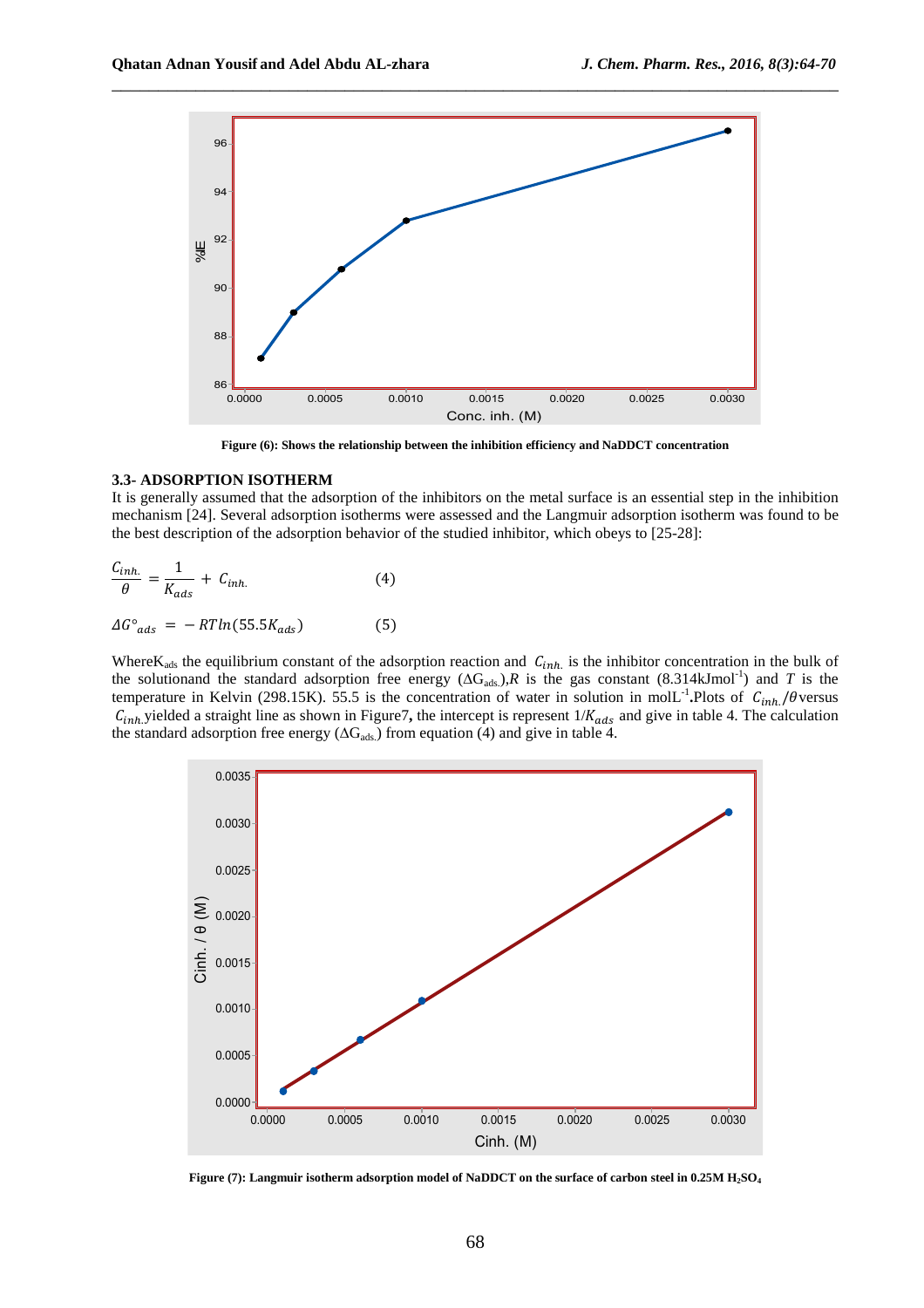Figure (6): Shows the relationship between the inhibition efficiency and NaDDCT concentration

### 3.3- ADSORPTION ISOTHERM

It is generally assumed that the adsorption of the inhibitors on the metal surface is an essential step in the inhibition mechanism [24]. Several adsorption isotherms were assessed and the Langmuir adsorption isotherm was found to be the best description of the adsorption behavior of the studied inhibitor, which obeys to [25-28]:

$$\frac{C_{inh.}}{\theta} = \frac{1}{K_{ads}} + C_{inh.} \qquad (4)$$

$$\Delta G^{\circ}_{ads} = -RT\ln(55.5K_{ads}) \qquad (5)$$

Where$K_{ads}$ the equilibrium constant of the adsorption reaction and $C_{inh.}$ is the inhibitor concentration in the bulk of the solutionand the standard adsorption free energy ($\Delta G_{ads.}$),$R$ is the gas constant ($8.314 kJmol^{-1}$) and $T$ is the temperature in Kelvin (298.15K). 55.5 is the concentration of water in solution in $molL^{-1}$.Plots of $C_{inh.}/\theta$versus $C_{inh.}$yielded a straight line as shown in Figure7, the intercept is represent $1/K_{ads}$ and give in table 4. The calculation the standard adsorption free energy ($\Delta G_{ads.}$) from equation (4) and give in table 4.

Figure (7): Langmuir isotherm adsorption model of NaDDCT on the surface of carbon steel in 0.25M $H_2SO_4$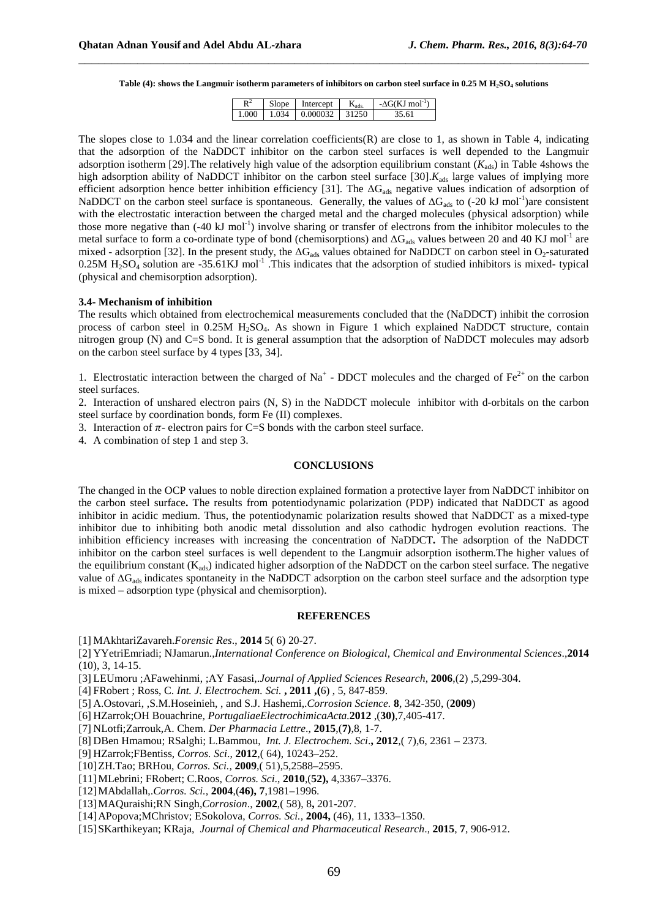**Table (4): shows the Langmuir isotherm parameters of inhibitors on carbon steel surface in 0.25 M $H_2SO_4$ solutions**

| $R^2$ | Slope | Intercept | $K_{ads.}$ | $-\Delta G(KJ\ mol^{-1})$ |
|---|---|---|---|---|
| 1.000 | 1.034 | 0.000032 | 31250 | 35.61 |

The slopes close to 1.034 and the linear correlation coefficients(R) are close to 1, as shown in Table 4, indicating that the adsorption of the NaDDCT inhibitor on the carbon steel surfaces is well depended to the Langmuir adsorption isotherm [29].The relatively high value of the adsorption equilibrium constant ($K_{ads}$) in Table 4shows the high adsorption ability of NaDDCT inhibitor on the carbon steel surface [30].$K_{ads}$ large values of implying more efficient adsorption hence better inhibition efficiency [31]. The $\Delta G_{ads}$ negative values indication of adsorption of NaDDCT on the carbon steel surface is spontaneous. Generally, the values of $\Delta G_{ads}$ to (-20 kJ $mol^{-1}$)are consistent with the electrostatic interaction between the charged metal and the charged molecules (physical adsorption) while those more negative than (-40 kJ $mol^{-1}$) involve sharing or transfer of electrons from the inhibitor molecules to the metal surface to form a co-ordinate type of bond (chemisorptions) and $\Delta G_{ads}$ values between 20 and 40 KJ $mol^{-1}$ are mixed - adsorption [32]. In the present study, the $\Delta G_{ads}$ values obtained for NaDDCT on carbon steel in $O_2$-saturated 0.25M $H_2SO_4$ solution are -35.61KJ $mol^{-1}$ .This indicates that the adsorption of studied inhibitors is mixed- typical (physical and chemisorption adsorption).

### 3.4- Mechanism of inhibition

The results which obtained from electrochemical measurements concluded that the (NaDDCT) inhibit the corrosion process of carbon steel in 0.25M $H_2SO_4$. As shown in Figure 1 which explained NaDDCT structure, contain nitrogen group (N) and C=S bond. It is general assumption that the adsorption of NaDDCT molecules may adsorb on the carbon steel surface by 4 types [33, 34].

1. Electrostatic interaction between the charged of $Na^+$ - DDCT molecules and the charged of $Fe^{2+}$ on the carbon steel surfaces.
2. Interaction of unshared electron pairs (N, S) in the NaDDCT molecule inhibitor with d-orbitals on the carbon steel surface by coordination bonds, form Fe (II) complexes.
3. Interaction of $\pi$- electron pairs for C=S bonds with the carbon steel surface.
4. A combination of step 1 and step 3.

## CONCLUSIONS

The changed in the OCP values to noble direction explained formation a protective layer from NaDDCT inhibitor on the carbon steel surface**.** The results from potentiodynamic polarization (PDP) indicated that NaDDCT as agood inhibitor in acidic medium. Thus, the potentiodynamic polarization results showed that NaDDCT as a mixed-type inhibitor due to inhibiting both anodic metal dissolution and also cathodic hydrogen evolution reactions. The inhibition efficiency increases with increasing the concentration of NaDDCT**.** The adsorption of the NaDDCT inhibitor on the carbon steel surfaces is well dependent to the Langmuir adsorption isotherm.The higher values of the equilibrium constant ($K_{ads}$) indicated higher adsorption of the NaDDCT on the carbon steel surface. The negative value of $\Delta G_{ads}$ indicates spontaneity in the NaDDCT adsorption on the carbon steel surface and the adsorption type is mixed – adsorption type (physical and chemisorption).

## REFERENCES

[1] MAkhtariZavareh.*Forensic Res*., **2014** 5( 6) 20-27.

[2] YYetriEmriadi; NJamarun.,*International Conference on Biological, Chemical and Environmental Sciences*.,**2014** (10), 3, 14-15.

[3] LEUmoru ;AFawehinmi, ;AY Fasasi,.*Journal of Applied Sciences Research*, **2006**,(2) ,5,299-304.

[4] FRobert ; Ross, C. *Int. J. Electrochem. Sci.* **, 2011 ,(**6) , 5, 847-859.

[5] A.Ostovari, ,S.M.Hoseinieh, , and S.J. Hashemi,.*Corrosion Science.* **8**, 342-350, (**2009**)

[6] HZarrok;OH Bouachrine, *PortugaliaeElectrochimicaActa.***2012** ,(**30)**,7,405-417.

[7] NLotfi;Zarrouk,A. Chem. *Der Pharmacia Lettre*., **2015**,(**7)**,8, 1-7.

[8] DBen Hmamou; RSalghi; L.Bammou, *Int. J. Electrochem. Sci*.**, 2012**,( 7),6, 2361 – 2373.

[9] HZarrok;FBentiss, *Corros. Sci*., **2012**,( 64), 10243–252.

[10] ZH.Tao; BRHou, *Corros. Sci.*, **2009**,( 51),5,2588–2595.

[11] MLebrini; FRobert; C.Roos, *Corros. Sci*., **2010**,(**52),** 4,3367–3376.

[12] MAbdallah,.*Corros. Sci.,* **2004**,(**46), 7**,1981–1996.

[13] MAQuraishi;RN Singh,*Corrosion*., **2002**,( 58), 8**,** 201-207.

[14] APopova;MChristov; ESokolova, *Corros. Sci.,* **2004,** (46), 11, 1333–1350.

[15] SKarthikeyan; KRaja, *Journal of Chemical and Pharmaceutical Research*., **2015**, **7**, 906-912.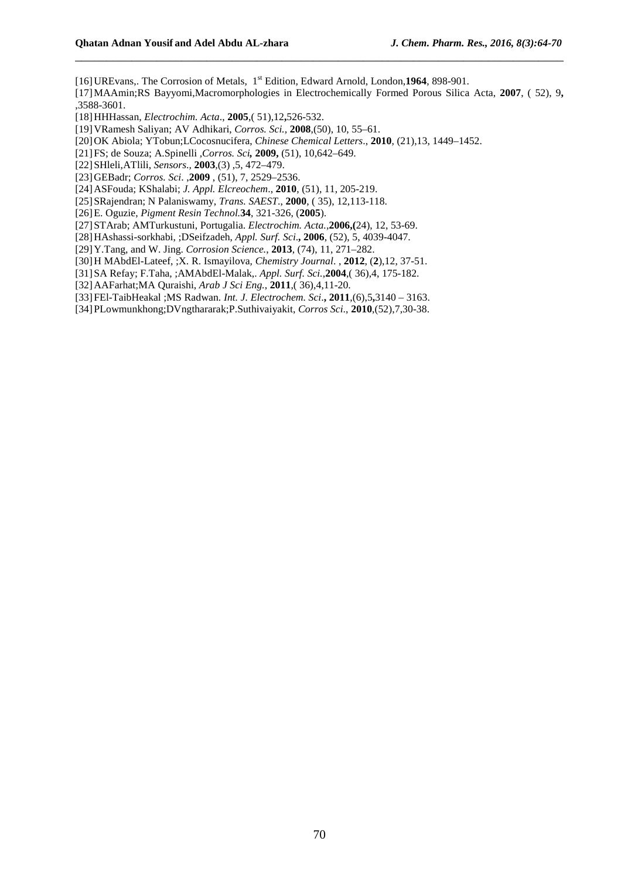[16] UREvans,. The Corrosion of Metals, 1st Edition, Edward Arnold, London,**1964**, 898-901.

[17] MAAmin;RS Bayyomi,Macromorphologies in Electrochemically Formed Porous Silica Acta, **2007**, ( 52), 9**,** ,3588-3601.

[18] HHHassan, *Electrochim. Acta*., **2005**,( 51),12**,**526-532.

[19] VRamesh Saliyan; AV Adhikari, *Corros. Sci.*, **2008**,(50), 10, 55–61.

[20] OK Abiola; YTobun;LCocosnucifera, *Chinese Chemical Letters*., **2010**, (21),13, 1449–1452.

[21] FS; de Souza; A.Spinelli ,*Corros. Sci***, 2009,** (51), 10,642–649.

[22] SHleli,ATlili, *Sensors.*, **2003**,(3) ,5, 472–479.

[23] GEBadr; *Corros. Sci.* ,**2009** , (51), 7, 2529–2536.

[24] ASFouda; KShalabi; *J. Appl. Elcreochem*., **2010**, (51), 11, 205-219.

[25] SRajendran; N Palaniswamy, *Trans. SAEST.*, **2000**, ( 35), 12,113-118.

[26] E. Oguzie, *Pigment Resin Technol.***34**, 321-326, (**2005**).

[27] STArab; AMTurkustuni, Portugalia. *Electrochim. Acta.*,**2006,(**24), 12, 53-69.

[28] HAshassi-sorkhabi, ;DSeifzadeh, *Appl. Surf. Sci*.**, 2006**, (52), 5, 4039-4047.

[29] Y.Tang, and W. Jing. *Corrosion Science.*, **2013**, (74), 11, 271–282.

[30] H MAbdEl-Lateef, ;X. R. Ismayilova, *Chemistry Journal*. , **2012**, (**2**),12, 37-51.

[31] SA Refay; F.Taha, ;AMAbdEl-Malak,. *Appl. Surf. Sci.*,**2004**,( 36),4, 175-182.

[32] AAFarhat;MA Quraishi, *Arab J Sci Eng.*, **2011**,( 36),4,11-20.

[33] FEl-TaibHeakal ;MS Radwan. *Int. J. Electrochem. Sci*.**, 2011**,(6),5**,**3140 – 3163.

[34] PLowmunkhong;DVngthararak;P.Suthivaiyakit, *Corros Sci*., **2010**,(52),7,30-38.